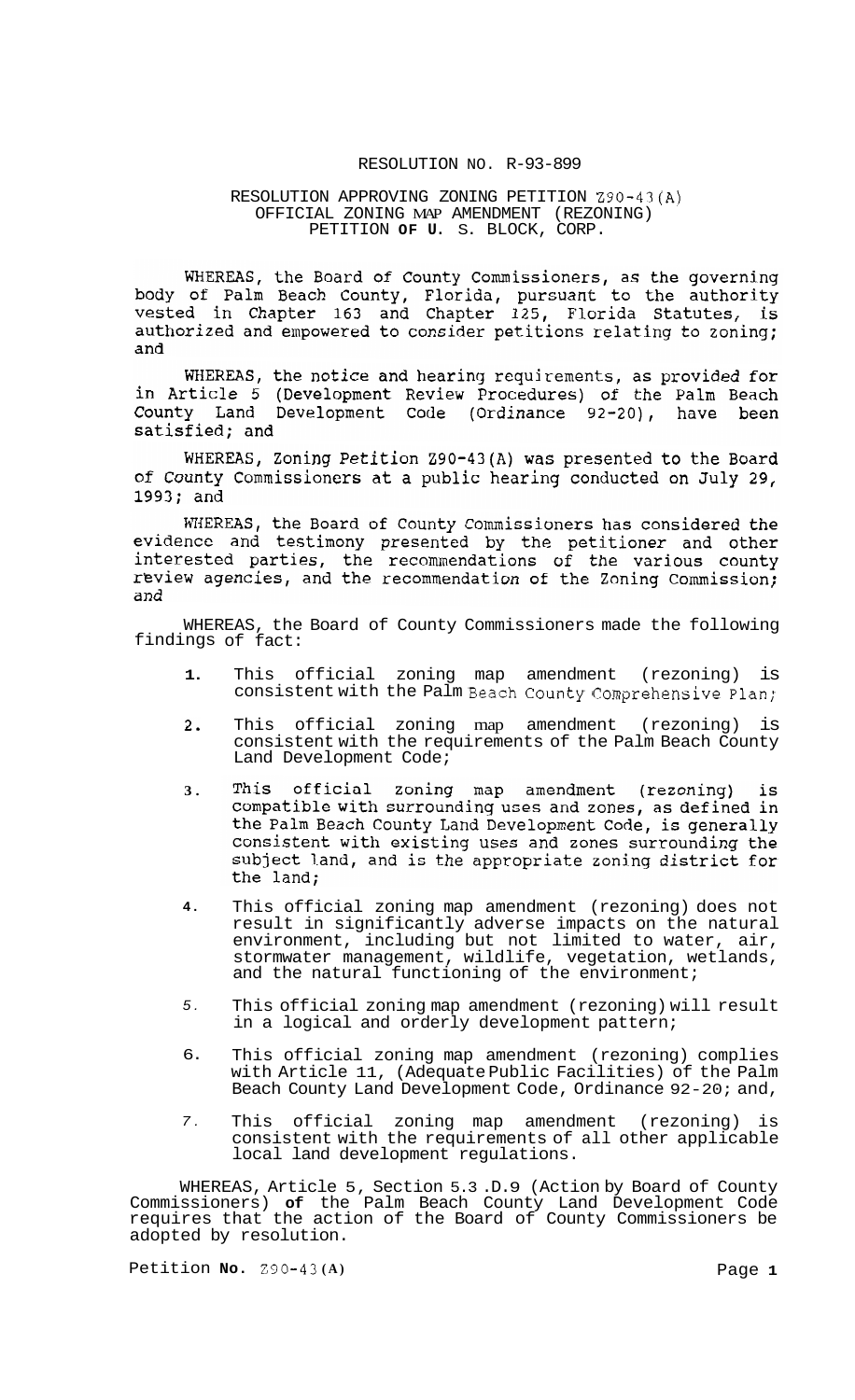# RESOLUTION NO. R-93-899

## RESOLUTION APPROVING ZONING PETITION Z90-43(A) OFFICIAL ZONING MAP AMENDMENT (REZONING) PETITION OF U. S. BLOCK, CORP.

WHEREAS, the Board of County Commissioners, as the governing body of Palm Beach County, Florida, pursuant to the authority vested in Chapter 163 and Chapter 125, Florida Statutes, is authorized and empowered to consider petitions relating to zoning; and

WHEREAS, the notice and hearing requirements, as provided for in Article 5 (Development Review Procedures) of the Palm Beach County Land Development Code (Ordinance 92-20), have been satisfied; and

WHEREAS, Zoning Petition Z90-43(A) was presented to the Board of County Commissioners at a public hearing conducted on July 29, 1993; and

WHEREAS, the Board of County Commissioners has considered the evidence and testimony presented by the petitioner and other interested parties, the recommendations of the various county review agencies, and the recommendation of the Zoning Commission; and

WHEREAS, the Board of County Commissioners made the following findings of fact:

1. This official zoning map amendment (rezoning) is consistent with the Palm Beach County Comprehensive Plan;
2. This official zoning map amendment (rezoning) is consistent with the requirements of the Palm Beach County Land Development Code;
3. This official zoning map amendment (rezoning) is compatible with surrounding uses and zones, as defined in the Palm Beach County Land Development Code, is generally consistent with existing uses and zones surrounding the subject land, and is the appropriate zoning district for the land;
4. This official zoning map amendment (rezoning) does not result in significantly adverse impacts on the natural environment, including but not limited to water, air, stormwater management, wildlife, vegetation, wetlands, and the natural functioning of the environment;
5. This official zoning map amendment (rezoning) will result in a logical and orderly development pattern;
6. This official zoning map amendment (rezoning) complies with Article 11, (Adequate Public Facilities) of the Palm Beach County Land Development Code, Ordinance 92-20; and,
7. This official zoning map amendment (rezoning) is consistent with the requirements of all other applicable local land development regulations.

WHEREAS, Article 5, Section 5.3 .D.9 (Action by Board of County Commissioners) of the Palm Beach County Land Development Code requires that the action of the Board of County Commissioners be adopted by resolution.

Petition No. Z90-43(A)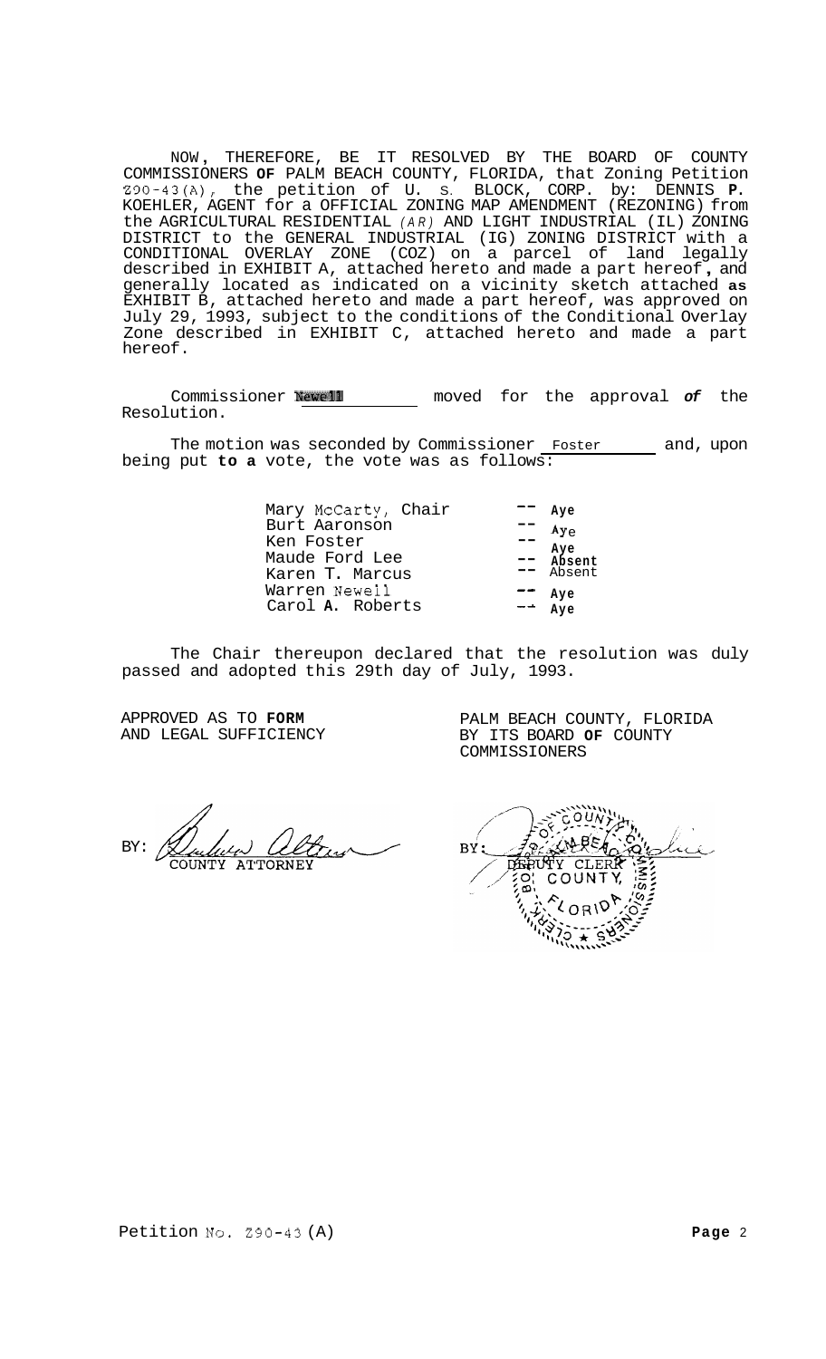NOW, THEREFORE, BE IT RESOLVED BY THE BOARD OF COUNTY COMMISSIONERS OF PALM BEACH COUNTY, FLORIDA, that Zoning Petition Z90-43(A), the petition of U. S. BLOCK, CORP. by: DENNIS P. KOEHLER, AGENT for a OFFICIAL ZONING MAP AMENDMENT (REZONING) from the AGRICULTURAL RESIDENTIAL (AR) AND LIGHT INDUSTRIAL (IL) ZONING DISTRICT to the GENERAL INDUSTRIAL (IG) ZONING DISTRICT with a CONDITIONAL OVERLAY ZONE (COZ) on a parcel of land legally described in EXHIBIT A, attached hereto and made a part hereof, and generally located as indicated on a vicinity sketch attached as EXHIBIT B, attached hereto and made a part hereof, was approved on July 29, 1993, subject to the conditions of the Conditional Overlay Zone described in EXHIBIT C, attached hereto and made a part hereof.

Commissioner Newell moved for the approval of the Resolution.

The motion was seconded by Commissioner Foster and, upon being put to a vote, the vote was as follows:

| | |
|---|---|
| Mary McCarty, Chair | -- Aye |
| Burt Aaronson | -- Aye |
| Ken Foster | -- Aye |
| Maude Ford Lee | -- Absent |
| Karen T. Marcus | -- Absent |
| Warren Newell | -- Aye |
| Carol A. Roberts | -- Aye |

The Chair thereupon declared that the resolution was duly passed and adopted this 29th day of July, 1993.

APPROVED AS TO FORM AND LEGAL SUFFICIENCY

BY: COUNTY ATTORNEY

PALM BEACH COUNTY, FLORIDA BY ITS BOARD OF COUNTY COMMISSIONERS

BY: DEPUTY CLERK

Petition No. Z90-43(A)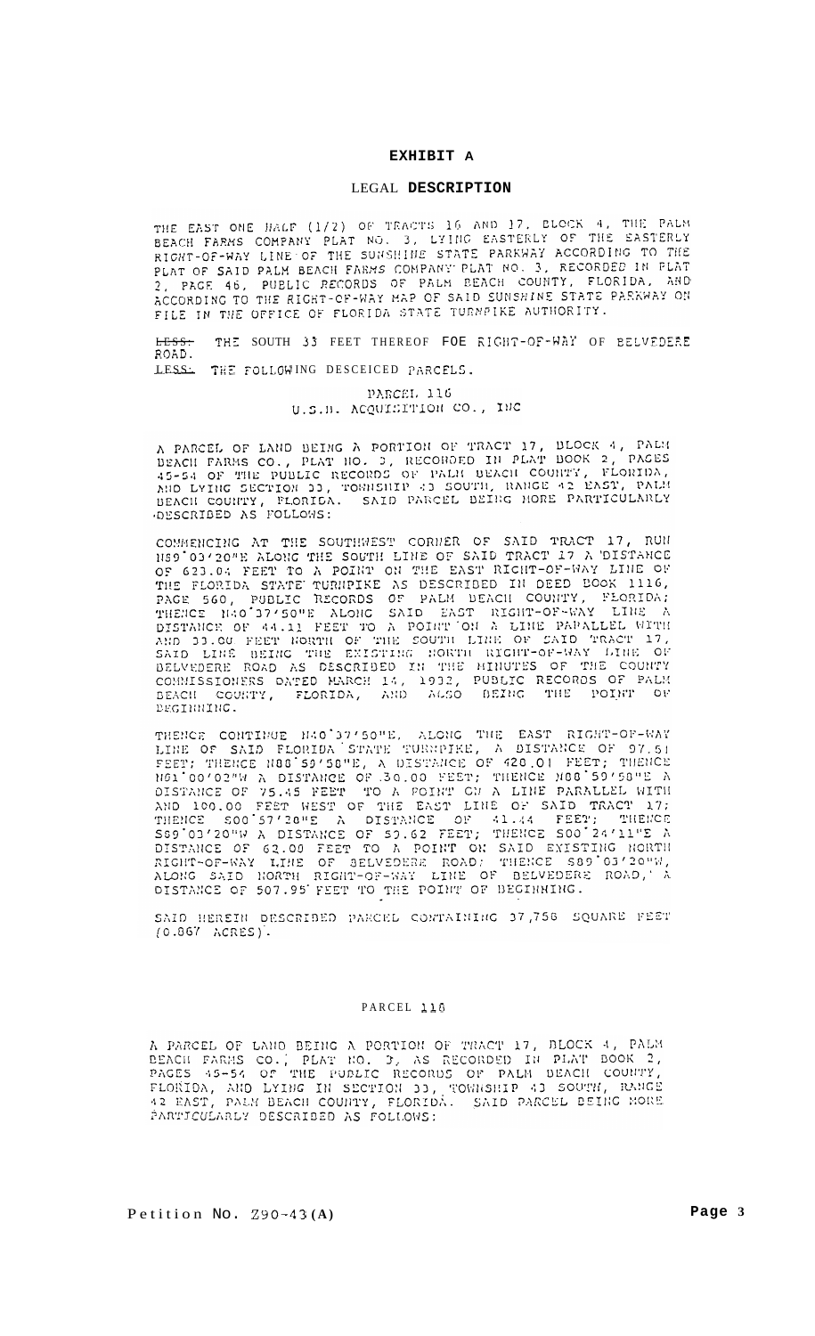# EXHIBIT A

## LEGAL DESCRIPTION

THE EAST ONE HALF (1/2) OF TRACTS 16 AND 17, BLOCK 4, THE PALM BEACH FARMS COMPANY PLAT NO. 3, LYING EASTERLY OF THE EASTERLY RIGHT-OF-WAY LINE OF THE SUNSHINE STATE PARKWAY ACCORDING TO THE PLAT OF SAID PALM BEACH FARMS COMPANY PLAT NO. 3, RECORDED IN PLAT 2, PAGE 46, PUBLIC RECORDS OF PALM BEACH COUNTY, FLORIDA, AND ACCORDING TO THE RIGHT-OF-WAY MAP OF SAID SUNSHINE STATE PARKWAY ON FILE IN THE OFFICE OF FLORIDA STATE TURNPIKE AUTHORITY.

LESS: THE SOUTH 33 FEET THEREOF FOE RIGHT-OF-WAY OF BELVEDERE ROAD.

LESS: THE FOLLOWING DESCEICED PARCELS.

PARCEL 116
U.S.H. ACQUISITION CO., INC

A PARCEL OF LAND BEING A PORTION OF TRACT 17, BLOCK 4, PALM BEACH FARMS CO., PLAT NO. 3, RECORDED IN PLAT BOOK 2, PAGES 45-54 OF THE PUBLIC RECORDS OF PALM BEACH COUNTY, FLORIDA, AND LYING SECTION 33, TOWNSHIP 43 SOUTH, RANGE 42 EAST, PALM BEACH COUNTY, FLORIDA. SAID PARCEL BEING MORE PARTICULARLY DESCRIBED AS FOLLOWS:

COMMENCING AT THE SOUTHWEST CORNER OF SAID TRACT 17, RUN N89°03'20"E ALONG THE SOUTH LINE OF SAID TRACT 17 A DISTANCE OF 623.04 FEET TO A POINT ON THE EAST RIGHT-OF-WAY LINE OF THE FLORIDA STATE TURNPIKE AS DESCRIBED IN DEED BOOK 1116, PAGE 560, PUBLIC RECORDS OF PALM BEACH COUNTY, FLORIDA; THENCE N40°37'50"E ALONG SAID EAST RIGHT-OF-WAY LINE A DISTANCE OF 44.11 FEET TO A POINT ON A LINE PARALLEL WITH AND 33.00 FEET NORTH OF THE SOUTH LINE OF SAID TRACT 17, SAID LINE BEING THE EXISTING NORTH RIGHT-OF-WAY LINE OF BELVEDERE ROAD AS DESCRIBED IN THE MINUTES OF THE COUNTY COMMISSIONERS DATED MARCH 14, 1932, PUBLIC RECORDS OF PALM BEACH COUNTY, FLORIDA, AND ALSO BEING THE POINT OF BEGINNING.

THENCE CONTINUE N40°37'50"E, ALONG THE EAST RIGHT-OF-WAY LINE OF SAID FLORIDA STATE TURNPIKE, A DISTANCE OF 97.51 FEET; THENCE N88°59'58"E, A DISTANCE OF 420.01 FEET; THENCE N01°00'02"W A DISTANCE OF 30.00 FEET; THENCE N88°59'58"E A DISTANCE OF 75.45 FEET TO A POINT ON A LINE PARALLEL WITH AND 100.00 FEET WEST OF THE EAST LINE OF SAID TRACT 17; THENCE S00°57'28"E A DISTANCE OF 41.44 FEET; THENCE S89°03'20"W A DISTANCE OF 59.62 FEET; THENCE S00°24'11"E A DISTANCE OF 62.00 FEET TO A POINT ON SAID EXISTING NORTH RIGHT-OF-WAY LINE OF BELVEDERE ROAD; THENCE S89°03'20"W, ALONG SAID NORTH RIGHT-OF-WAY LINE OF BELVEDERE ROAD, A DISTANCE OF 507.95 FEET TO THE POINT OF BEGINNING.

SAID HEREIN DESCRIBED PARCEL CONTAINING 37,756 SQUARE FEET (0.867 ACRES).

PARCEL 118

A PARCEL OF LAND BEING A PORTION OF TRACT 17, BLOCK 4, PALM BEACH FARMS CO., PLAT NO. 3, AS RECORDED IN PLAT BOOK 2, PAGES 45-54 OF THE PUBLIC RECORDS OF PALM BEACH COUNTY, FLORIDA, AND LYING IN SECTION 33, TOWNSHIP 43 SOUTH, RANGE 42 EAST, PALM BEACH COUNTY, FLORIDA. SAID PARCEL BEING MORE PARTICULARLY DESCRIBED AS FOLLOWS:

Petition NO. Z90-43(A)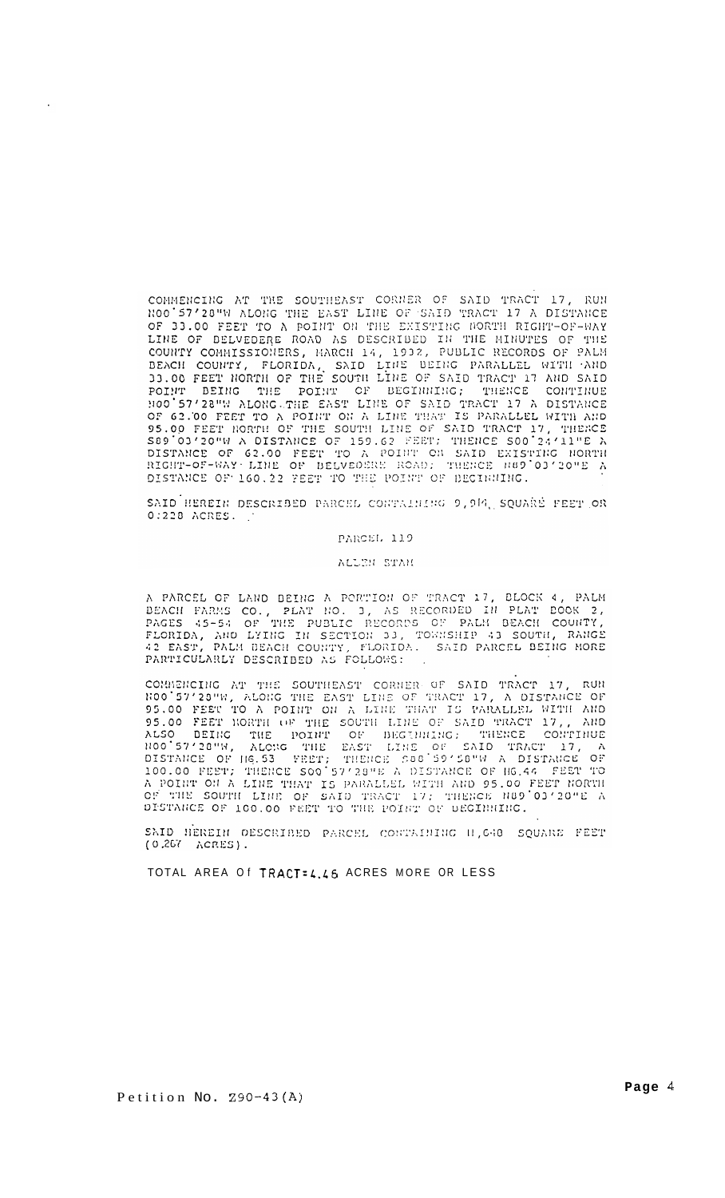COMMENCING AT THE SOUTHEAST CORNER OF SAID TRACT 17, RUN N00°57'28"W ALONG THE EAST LINE OF SAID TRACT 17 A DISTANCE OF 33.00 FEET TO A POINT ON THE EXISTING NORTH RIGHT-OF-WAY LINE OF BELVEDERE ROAD AS DESCRIBED IN THE MINUTES OF THE COUNTY COMMISSIONERS, MARCH 14, 1932, PUBLIC RECORDS OF PALM BEACH COUNTY, FLORIDA, SAID LINE BEING PARALLEL WITH AND 33.00 FEET NORTH OF THE SOUTH LINE OF SAID TRACT 17 AND SAID POINT BEING THE POINT OF BEGINNING; THENCE CONTINUE N00°57'28"W ALONG THE EAST LINE OF SAID TRACT 17 A DISTANCE OF 62.00 FEET TO A POINT ON A LINE THAT IS PARALLEL WITH AND 95.00 FEET NORTH OF THE SOUTH LINE OF SAID TRACT 17, THENCE S89°03'20"W A DISTANCE OF 159.62 FEET; THENCE S00°24'11"E A DISTANCE OF 62.00 FEET TO A POINT ON SAID EXISTING NORTH RIGHT-OF-WAY LINE OF BELVEDERE ROAD; THENCE N89°03'20"E A DISTANCE OF 160.22 FEET TO THE POINT OF BEGINNING.

SAID HEREIN DESCRIBED PARCEL CONTAINING 9,914 SQUARE FEET OR 0.228 ACRES.

PARCEL 119

ALLEN STAH

A PARCEL OF LAND BEING A PORTION OF TRACT 17, BLOCK 4, PALM BEACH FARMS CO., PLAT NO. 3, AS RECORDED IN PLAT BOOK 2, PAGES 45-54 OF THE PUBLIC RECORDS OF PALM BEACH COUNTY, FLORIDA, AND LYING IN SECTION 33, TOWNSHIP 43 SOUTH, RANGE 42 EAST, PALM BEACH COUNTY, FLORIDA. SAID PARCEL BEING MORE PARTICULARLY DESCRIBED AS FOLLOWS:

COMMENCING AT THE SOUTHEAST CORNER OF SAID TRACT 17, RUN N00°57'28"W, ALONG THE EAST LINE OF TRACT 17, A DISTANCE OF 95.00 FEET TO A POINT ON A LINE THAT IS PARALLEL WITH AND 95.00 FEET NORTH OF THE SOUTH LINE OF SAID TRACT 17,, AND ALSO BEING THE POINT OF BEGINNING; THENCE CONTINUE N00°57'28"W, ALONG THE EAST LINE OF SAID TRACT 17, A DISTANCE OF 116.53 FEET; THENCE S88°59'58"W A DISTANCE OF 100.00 FEET; THENCE S00°57'28"E A DISTANCE OF 116.44 FEET TO A POINT ON A LINE THAT IS PARALLEL WITH AND 95.00 FEET NORTH OF THE SOUTH LINE OF SAID TRACT 17; THENCE N89°03'20"E A DISTANCE OF 100.00 FEET TO THE POINT OF BEGINNING.

SAID HEREIN DESCRIBED PARCEL CONTAINING 11,648 SQUARE FEET (0.267 ACRES).

TOTAL AREA Of TRACT=4.46 ACRES MORE OR LESS

Petition NO. Z90-43(A)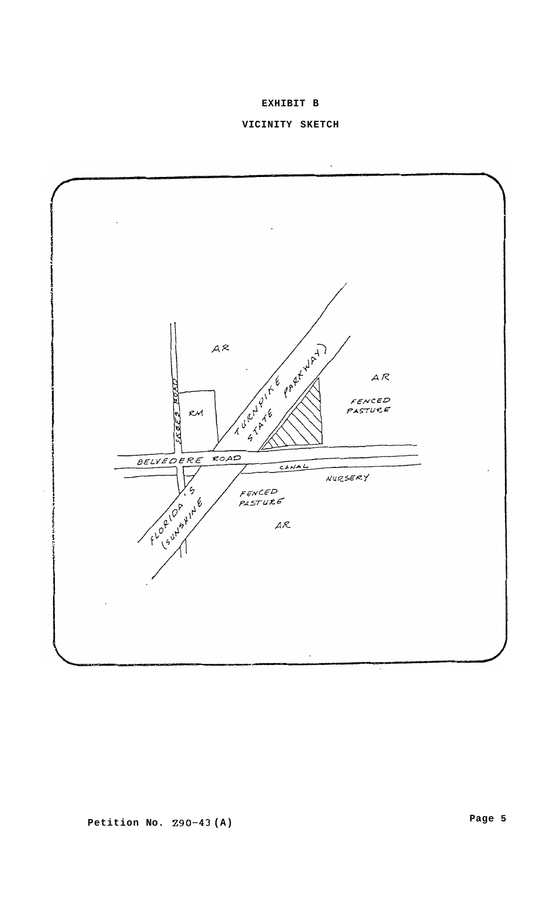# EXHIBIT B

## VICINITY SKETCH

AR

CRAFT ROAD

RM

TURNPIKE STATE PARKWAY)

AR

FENCED PASTURE

BELVEDERE ROAD

CANAL

NURSERY

FLORIDA'S (SUNSHINE

FENCED PASTURE

AR

Petition No. Z90-43(A)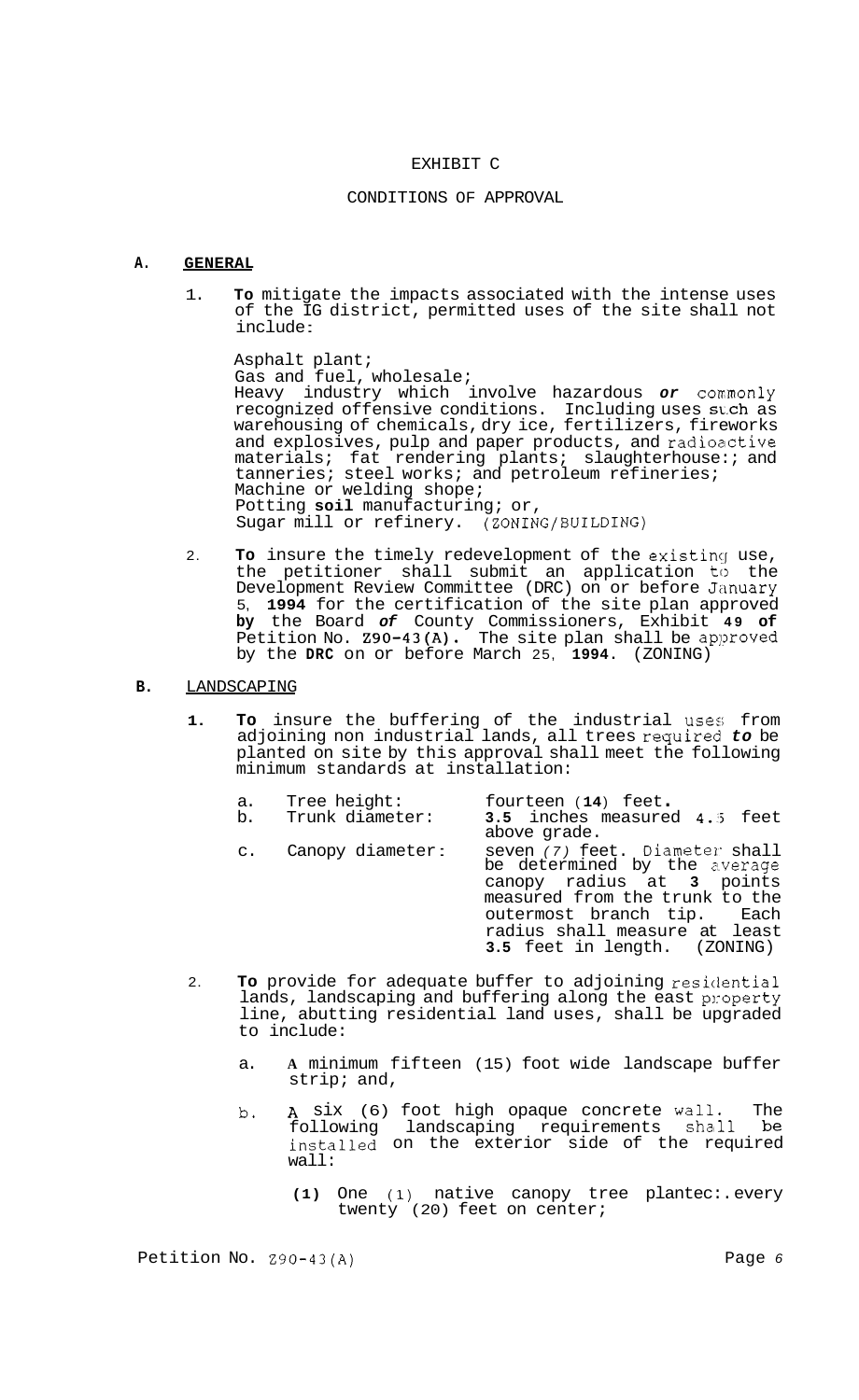EXHIBIT C

CONDITIONS OF APPROVAL

**A. GENERAL**

1. **To** mitigate the impacts associated with the intense uses of the IG district, permitted uses of the site shall not include:

   Asphalt plant;
   Gas and fuel, wholesale;
   Heavy industry which involve hazardous *or* commonly recognized offensive conditions. Including uses such as warehousing of chemicals, dry ice, fertilizers, fireworks and explosives, pulp and paper products, and radioactive materials; fat rendering plants; slaughterhouse:; and tanneries; steel works; and petroleum refineries;
   Machine or welding shope;
   Potting **soil** manufacturing; or,
   Sugar mill or refinery. (ZONING/BUILDING)

2. **To** insure the timely redevelopment of the existing use, the petitioner shall submit an application to the Development Review Committee (DRC) on or before January 5, **1994** for the certification of the site plan approved **by** the Board *of* County Commissioners, Exhibit **49 of** Petition No. **Z90-43(A).** The site plan shall be approved by the **DRC** on or before March 25, **1994**. (ZONING)

**B.** LANDSCAPING

1. **To** insure the buffering of the industrial uses from adjoining non industrial lands, all trees required *to* be planted on site by this approval shall meet the following minimum standards at installation:

   a. Tree height: fourteen (**14**) feet**.**
   b. Trunk diameter: **3.5** inches measured 4.5 feet above grade.
   c. Canopy diameter: seven *(7)* feet. Diameter shall be determined by the average canopy radius at **3** points measured from the trunk to the outermost branch tip. Each radius shall measure at least **3.5** feet in length. (ZONING)

2. **To** provide for adequate buffer to adjoining residential lands, landscaping and buffering along the east property line, abutting residential land uses, shall be upgraded to include:

   a. A minimum fifteen (15) foot wide landscape buffer strip; and,

   b. A six (6) foot high opaque concrete wall. The following landscaping requirements shall be installed on the exterior side of the required wall:

      **(1)** One (1) native canopy tree plantec:.every twenty (20) feet on center;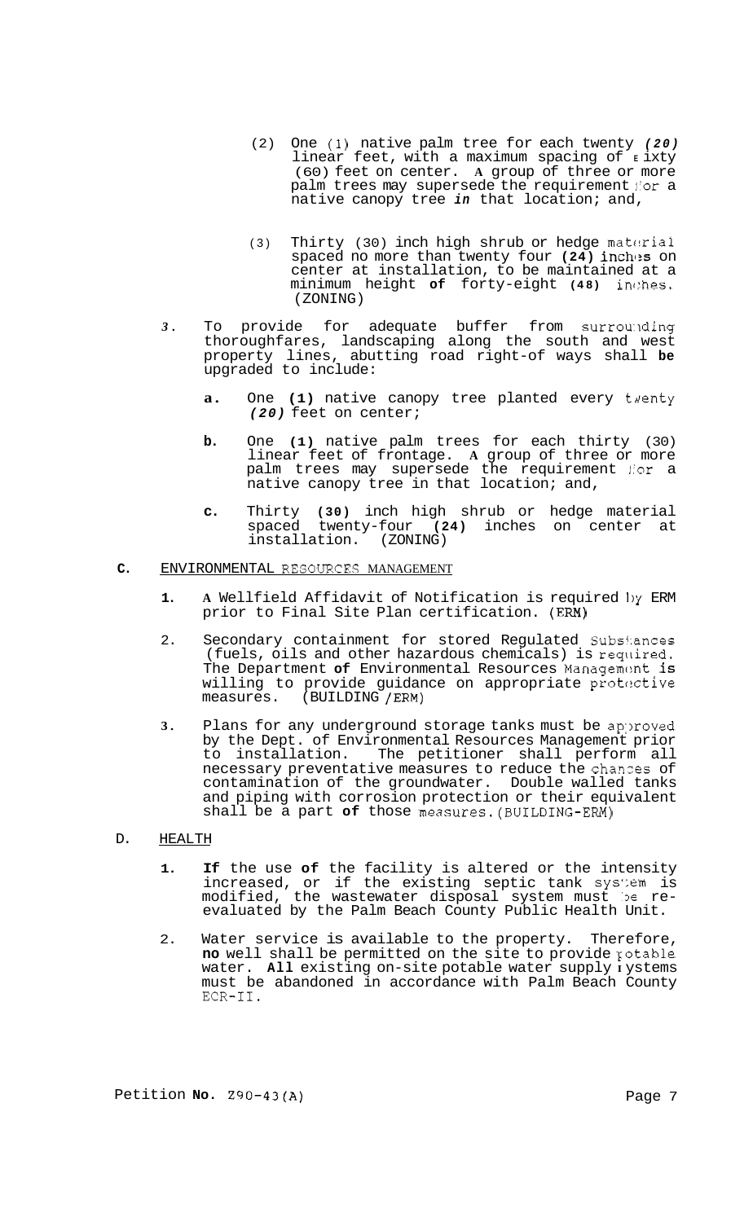(2) One (1) native palm tree for each twenty *(20)* linear feet, with a maximum spacing of sixty (60) feet on center. A group of three or more palm trees may supersede the requirement for a native canopy tree *in* that location; and,

(3) Thirty (30) inch high shrub or hedge material spaced no more than twenty four **(24)** inches on center at installation, to be maintained at a minimum height **of** forty-eight **(48)** inches. (ZONING)

3. To provide for adequate buffer from surrounding thoroughfares, landscaping along the south and west property lines, abutting road right-of ways shall **be** upgraded to include:

   **a.** One **(1)** native canopy tree planted every twenty *(20)* feet on center;

   **b.** One **(1)** native palm trees for each thirty (30) linear feet of frontage. **A** group of three or more palm trees may supersede the requirement for a native canopy tree in that location; and,

   **c.** Thirty **(30)** inch high shrub or hedge material spaced twenty-four **(24)** inches on center at installation. (ZONING)

**C.** ENVIRONMENTAL RESOURCES MANAGEMENT

1. **A** Wellfield Affidavit of Notification is required by ERM prior to Final Site Plan certification. (ERM)

2. Secondary containment for stored Regulated Substances (fuels, oils and other hazardous chemicals) is required. The Department **of** Environmental Resources Management is willing to provide guidance on appropriate protective measures. (BUILDING /ERM)

3. Plans for any underground storage tanks must be approved by the Dept. of Environmental Resources Management prior to installation. The petitioner shall perform all necessary preventative measures to reduce the chances of contamination of the groundwater. Double walled tanks and piping with corrosion protection or their equivalent shall be a part **of** those measures. (BUILDING-ERM)

D. HEALTH

1. **If** the use **of** the facility is altered or the intensity increased, or if the existing septic tank system is modified, the wastewater disposal system must be re-evaluated by the Palm Beach County Public Health Unit.

2. Water service is available to the property. Therefore, **no** well shall be permitted on the site to provide potable water. **All** existing on-site potable water supply systems must be abandoned in accordance with Palm Beach County ECR-II.

Petition **No.** Z90-43(A)